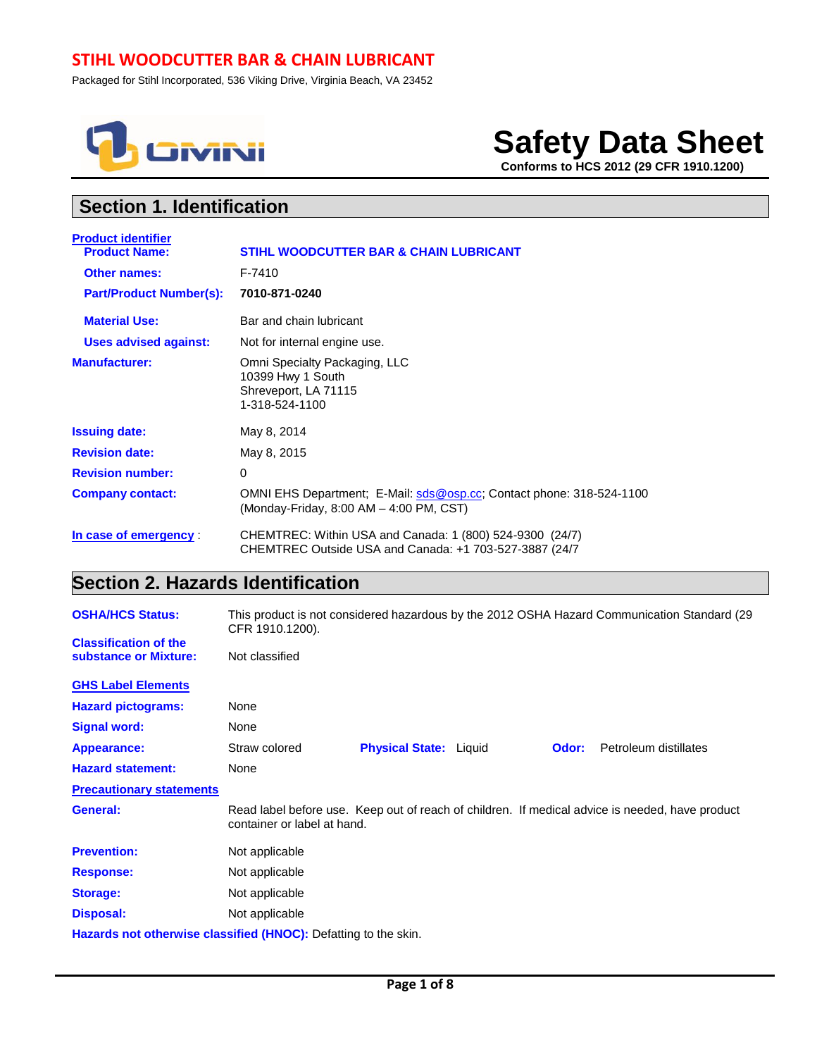**STIHL WOODCUTTER BAR & CHAIN LUBRICANT**

Packaged for Stihl Incorporated, 536 Viking Drive, Virginia Beach, VA 23452

OMNI

# Safety Data Sheet

**Conforms to HCS 2012 (29 CFR 1910.1200)**

## Section 1. Identification

**Product identifier**

| | |
|---|---|
| **Product Name:** | **STIHL WOODCUTTER BAR & CHAIN LUBRICANT** |
| **Other names:** | F-7410 |
| **Part/Product Number(s):** | **7010-871-0240** |
| **Material Use:** | Bar and chain lubricant |
| **Uses advised against:** | Not for internal engine use. |
| **Manufacturer:** | Omni Specialty Packaging, LLC<br>10399 Hwy 1 South<br>Shreveport, LA 71115<br>1-318-524-1100 |
| **Issuing date:** | May 8, 2014 |
| **Revision date:** | May 8, 2015 |
| **Revision number:** | 0 |
| **Company contact:** | OMNI EHS Department; E-Mail: sds@osp.cc; Contact phone: 318-524-1100 (Monday-Friday, 8:00 AM – 4:00 PM, CST) |
| **In case of emergency** : | CHEMTREC: Within USA and Canada: 1 (800) 524-9300 (24/7)<br>CHEMTREC Outside USA and Canada: +1 703-527-3887 (24/7 |

## Section 2. Hazards Identification

| | |
|---|---|
| **OSHA/HCS Status:** | This product is not considered hazardous by the 2012 OSHA Hazard Communication Standard (29 CFR 1910.1200). |
| **Classification of the substance or Mixture:** | Not classified |

**GHS Label Elements**

| | |
|---|---|
| **Hazard pictograms:** | None |
| **Signal word:** | None |
| **Appearance:** | Straw colored **Physical State:** Liquid **Odor:** Petroleum distillates |
| **Hazard statement:** | None |

**Precautionary statements**

| | |
|---|---|
| **General:** | Read label before use. Keep out of reach of children. If medical advice is needed, have product container or label at hand. |
| **Prevention:** | Not applicable |
| **Response:** | Not applicable |
| **Storage:** | Not applicable |
| **Disposal:** | Not applicable |

**Hazards not otherwise classified (HNOC):** Defatting to the skin.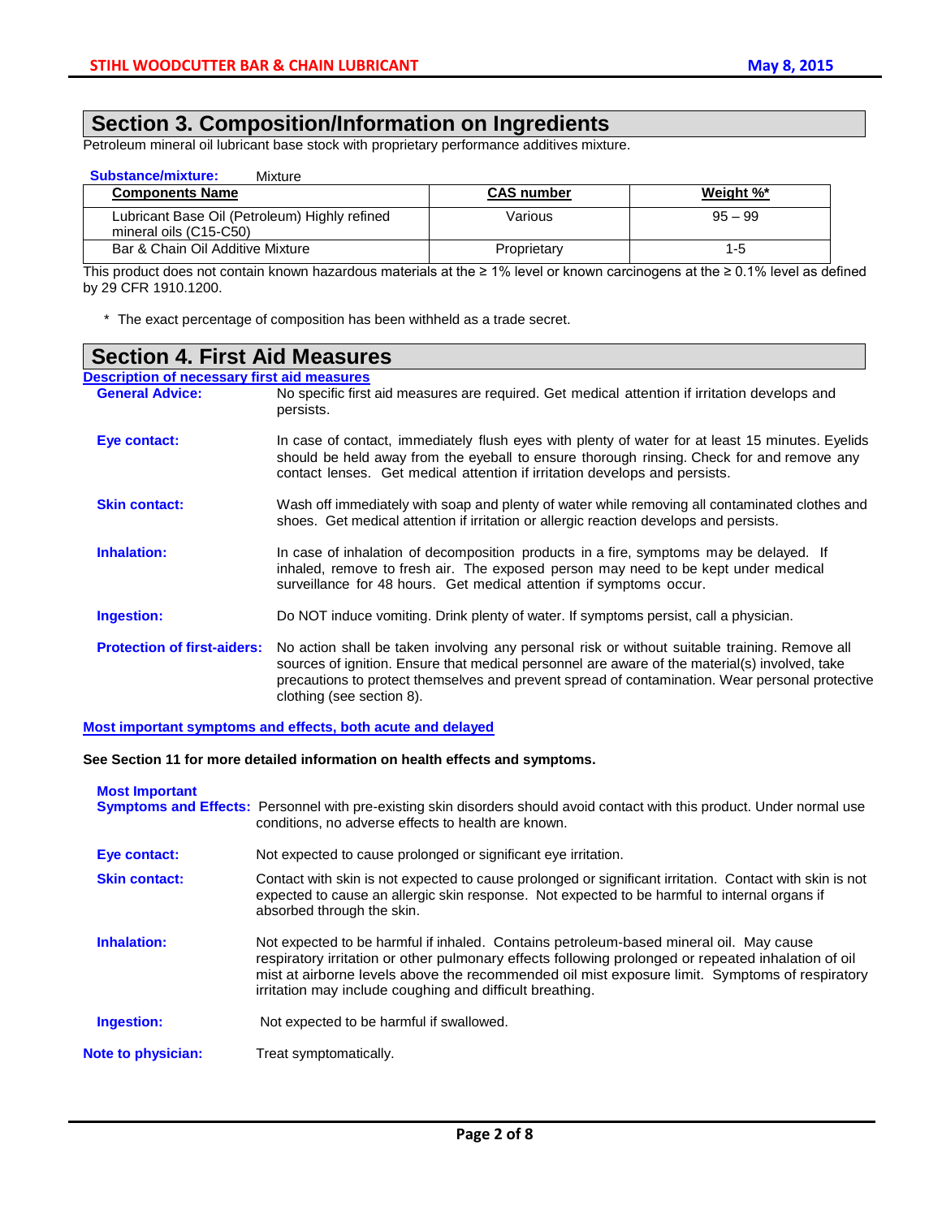## Section 3. Composition/Information on Ingredients

Petroleum mineral oil lubricant base stock with proprietary performance additives mixture.

**Substance/mixture:** Mixture

| Components Name | CAS number | Weight %* |
|---|---|---|
| Lubricant Base Oil (Petroleum) Highly refined mineral oils (C15-C50) | Various | 95 – 99 |
| Bar & Chain Oil Additive Mixture | Proprietary | 1-5 |

This product does not contain known hazardous materials at the ≥ 1% level or known carcinogens at the ≥ 0.1% level as defined by 29 CFR 1910.1200.

\* The exact percentage of composition has been withheld as a trade secret.

## Section 4. First Aid Measures

**Description of necessary first aid measures**

**General Advice:** No specific first aid measures are required. Get medical attention if irritation develops and persists.

**Eye contact:** In case of contact, immediately flush eyes with plenty of water for at least 15 minutes. Eyelids should be held away from the eyeball to ensure thorough rinsing. Check for and remove any contact lenses. Get medical attention if irritation develops and persists.

**Skin contact:** Wash off immediately with soap and plenty of water while removing all contaminated clothes and shoes. Get medical attention if irritation or allergic reaction develops and persists.

**Inhalation:** In case of inhalation of decomposition products in a fire, symptoms may be delayed. If inhaled, remove to fresh air. The exposed person may need to be kept under medical surveillance for 48 hours. Get medical attention if symptoms occur.

**Ingestion:** Do NOT induce vomiting. Drink plenty of water. If symptoms persist, call a physician.

**Protection of first-aiders:** No action shall be taken involving any personal risk or without suitable training. Remove all sources of ignition. Ensure that medical personnel are aware of the material(s) involved, take precautions to protect themselves and prevent spread of contamination. Wear personal protective clothing (see section 8).

**Most important symptoms and effects, both acute and delayed**

**See Section 11 for more detailed information on health effects and symptoms.**

**Most Important Symptoms and Effects:** Personnel with pre-existing skin disorders should avoid contact with this product. Under normal use conditions, no adverse effects to health are known.

**Eye contact:** Not expected to cause prolonged or significant eye irritation.

**Skin contact:** Contact with skin is not expected to cause prolonged or significant irritation. Contact with skin is not expected to cause an allergic skin response. Not expected to be harmful to internal organs if absorbed through the skin.

**Inhalation:** Not expected to be harmful if inhaled. Contains petroleum-based mineral oil. May cause respiratory irritation or other pulmonary effects following prolonged or repeated inhalation of oil mist at airborne levels above the recommended oil mist exposure limit. Symptoms of respiratory irritation may include coughing and difficult breathing.

**Ingestion:** Not expected to be harmful if swallowed.

**Note to physician:** Treat symptomatically.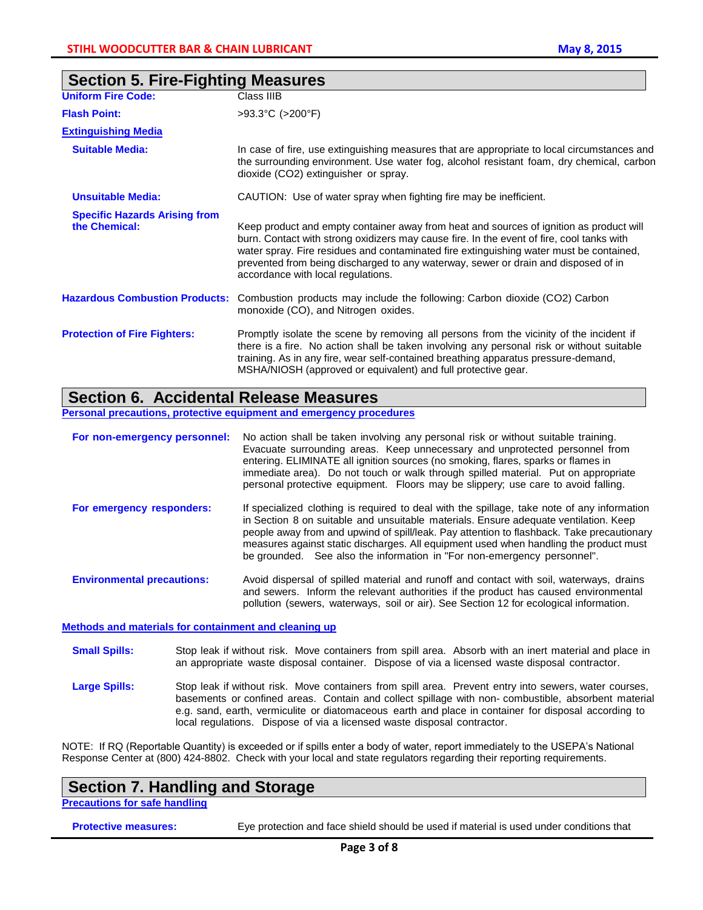## Section 5. Fire-Fighting Measures

**Uniform Fire Code:** Class IIIB

**Flash Point:** >93.3°C (>200°F)

**Extinguishing Media**

**Suitable Media:** In case of fire, use extinguishing measures that are appropriate to local circumstances and the surrounding environment. Use water fog, alcohol resistant foam, dry chemical, carbon dioxide ($CO_2$) extinguisher or spray.

**Unsuitable Media:** CAUTION: Use of water spray when fighting fire may be inefficient.

**Specific Hazards Arising from the Chemical:** Keep product and empty container away from heat and sources of ignition as product will burn. Contact with strong oxidizers may cause fire. In the event of fire, cool tanks with water spray. Fire residues and contaminated fire extinguishing water must be contained, prevented from being discharged to any waterway, sewer or drain and disposed of in accordance with local regulations.

**Hazardous Combustion Products:** Combustion products may include the following: Carbon dioxide ($CO_2$) Carbon monoxide (CO), and Nitrogen oxides.

**Protection of Fire Fighters:** Promptly isolate the scene by removing all persons from the vicinity of the incident if there is a fire. No action shall be taken involving any personal risk or without suitable training. As in any fire, wear self-contained breathing apparatus pressure-demand, MSHA/NIOSH (approved or equivalent) and full protective gear.

## Section 6. Accidental Release Measures

**Personal precautions, protective equipment and emergency procedures**

**For non-emergency personnel:** No action shall be taken involving any personal risk or without suitable training. Evacuate surrounding areas. Keep unnecessary and unprotected personnel from entering. ELIMINATE all ignition sources (no smoking, flares, sparks or flames in immediate area). Do not touch or walk through spilled material. Put on appropriate personal protective equipment. Floors may be slippery; use care to avoid falling.

**For emergency responders:** If specialized clothing is required to deal with the spillage, take note of any information in Section 8 on suitable and unsuitable materials. Ensure adequate ventilation. Keep people away from and upwind of spill/leak. Pay attention to flashback. Take precautionary measures against static discharges. All equipment used when handling the product must be grounded. See also the information in "For non-emergency personnel".

**Environmental precautions:** Avoid dispersal of spilled material and runoff and contact with soil, waterways, drains and sewers. Inform the relevant authorities if the product has caused environmental pollution (sewers, waterways, soil or air). See Section 12 for ecological information.

**Methods and materials for containment and cleaning up**

**Small Spills:** Stop leak if without risk. Move containers from spill area. Absorb with an inert material and place in an appropriate waste disposal container. Dispose of via a licensed waste disposal contractor.

**Large Spills:** Stop leak if without risk. Move containers from spill area. Prevent entry into sewers, water courses, basements or confined areas. Contain and collect spillage with non- combustible, absorbent material e.g. sand, earth, vermiculite or diatomaceous earth and place in container for disposal according to local regulations. Dispose of via a licensed waste disposal contractor.

NOTE: If RQ (Reportable Quantity) is exceeded or if spills enter a body of water, report immediately to the USEPA's National Response Center at (800) 424-8802. Check with your local and state regulators regarding their reporting requirements.

## Section 7. Handling and Storage

**Precautions for safe handling**

**Protective measures:** Eye protection and face shield should be used if material is used under conditions that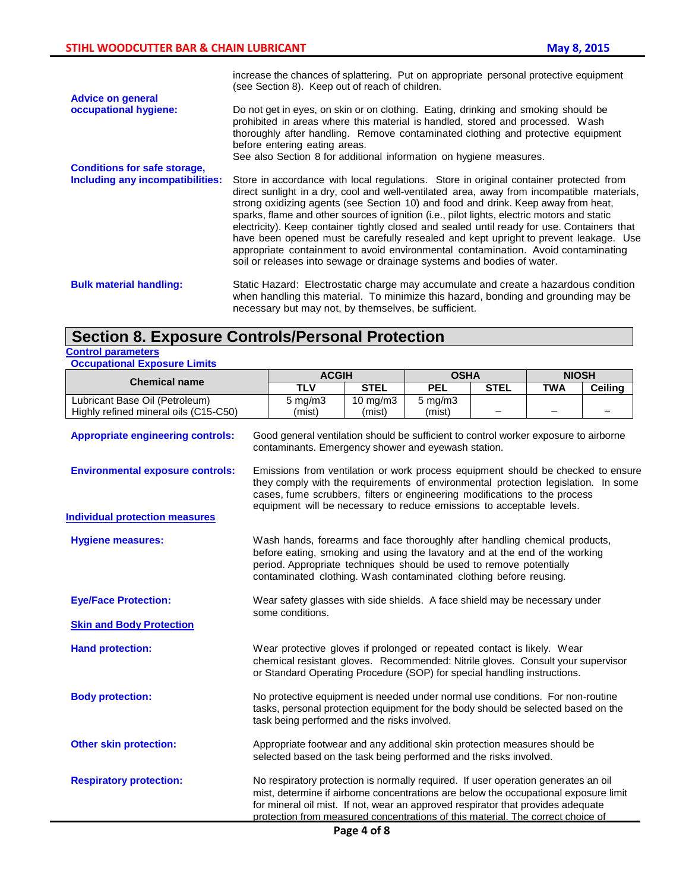increase the chances of splattering. Put on appropriate personal protective equipment (see Section 8). Keep out of reach of children.

**Advice on general occupational hygiene:** Do not get in eyes, on skin or on clothing. Eating, drinking and smoking should be prohibited in areas where this material is handled, stored and processed. Wash thoroughly after handling. Remove contaminated clothing and protective equipment before entering eating areas.
See also Section 8 for additional information on hygiene measures.

**Conditions for safe storage, Including any incompatibilities:** Store in accordance with local regulations. Store in original container protected from direct sunlight in a dry, cool and well-ventilated area, away from incompatible materials, strong oxidizing agents (see Section 10) and food and drink. Keep away from heat, sparks, flame and other sources of ignition (i.e., pilot lights, electric motors and static electricity). Keep container tightly closed and sealed until ready for use. Containers that have been opened must be carefully resealed and kept upright to prevent leakage. Use appropriate containment to avoid environmental contamination. Avoid contaminating soil or releases into sewage or drainage systems and bodies of water.

**Bulk material handling:** Static Hazard: Electrostatic charge may accumulate and create a hazardous condition when handling this material. To minimize this hazard, bonding and grounding may be necessary but may not, by themselves, be sufficient.

## Section 8. Exposure Controls/Personal Protection

**Control parameters**

**Occupational Exposure Limits**

| Chemical name | ACGIH | | OSHA | | NIOSH | |
|---|---|---|---|---|---|---|
| | TLV | STEL | PEL | STEL | TWA | Ceiling |
| Lubricant Base Oil (Petroleum) Highly refined mineral oils (C15-C50) | 5 mg/m3 (mist) | 10 mg/m3 (mist) | 5 mg/m3 (mist) | – | – | – |

**Appropriate engineering controls:** Good general ventilation should be sufficient to control worker exposure to airborne contaminants. Emergency shower and eyewash station.

**Environmental exposure controls:** Emissions from ventilation or work process equipment should be checked to ensure they comply with the requirements of environmental protection legislation. In some cases, fume scrubbers, filters or engineering modifications to the process equipment will be necessary to reduce emissions to acceptable levels.

**Individual protection measures**

**Hygiene measures:** Wash hands, forearms and face thoroughly after handling chemical products, before eating, smoking and using the lavatory and at the end of the working period. Appropriate techniques should be used to remove potentially contaminated clothing. Wash contaminated clothing before reusing.

**Eye/Face Protection:** Wear safety glasses with side shields. A face shield may be necessary under some conditions.

**Skin and Body Protection**

**Hand protection:** Wear protective gloves if prolonged or repeated contact is likely. Wear chemical resistant gloves. Recommended: Nitrile gloves. Consult your supervisor or Standard Operating Procedure (SOP) for special handling instructions.

**Body protection:** No protective equipment is needed under normal use conditions. For non-routine tasks, personal protection equipment for the body should be selected based on the task being performed and the risks involved.

**Other skin protection:** Appropriate footwear and any additional skin protection measures should be selected based on the task being performed and the risks involved.

**Respiratory protection:** No respiratory protection is normally required. If user operation generates an oil mist, determine if airborne concentrations are below the occupational exposure limit for mineral oil mist. If not, wear an approved respirator that provides adequate protection from measured concentrations of this material. The correct choice of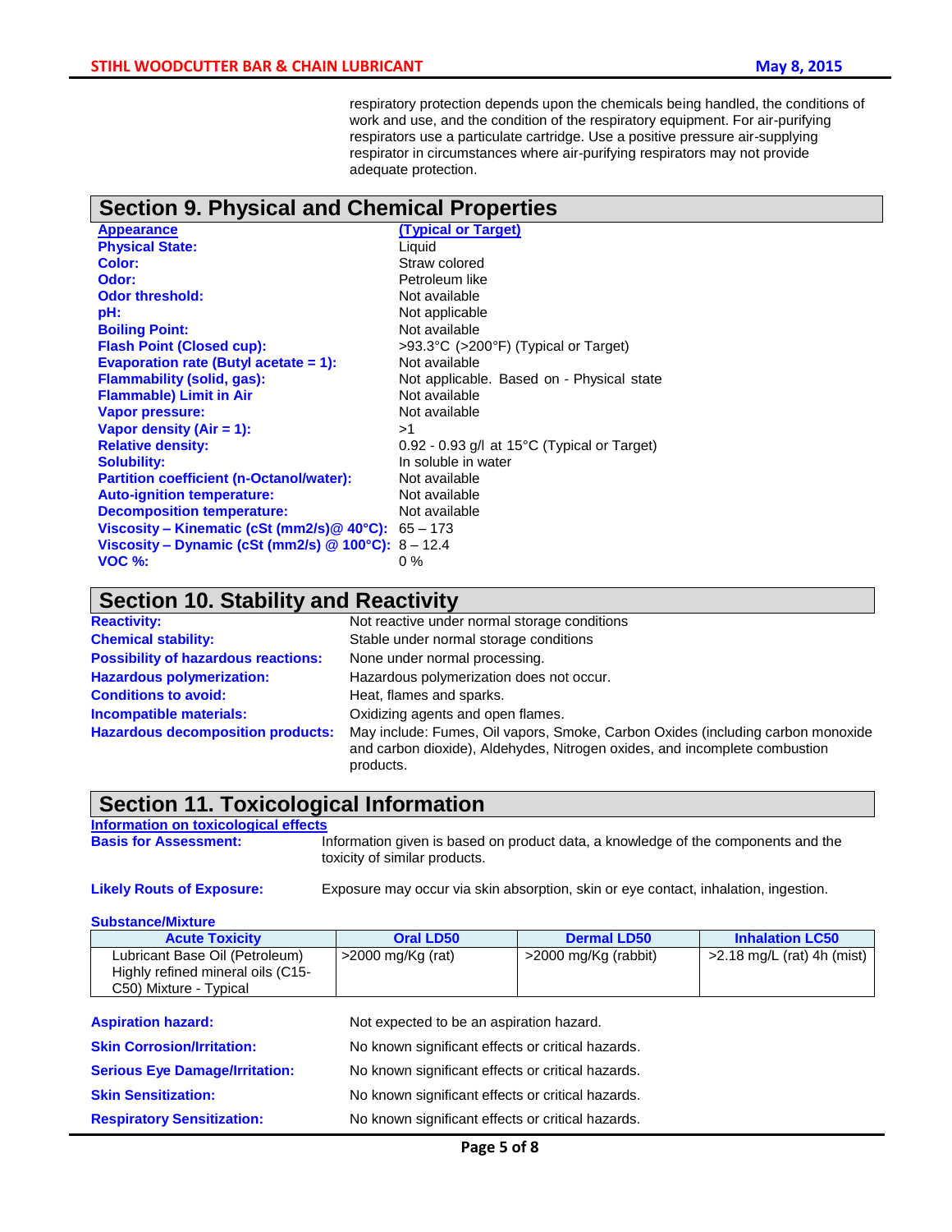respiratory protection depends upon the chemicals being handled, the conditions of work and use, and the condition of the respiratory equipment. For air-purifying respirators use a particulate cartridge. Use a positive pressure air-supplying respirator in circumstances where air-purifying respirators may not provide adequate protection.

## Section 9. Physical and Chemical Properties

| Appearance | (Typical or Target) |
|---|---|
| **Physical State:** | Liquid |
| **Color:** | Straw colored |
| **Odor:** | Petroleum like |
| **Odor threshold:** | Not available |
| **pH:** | Not applicable |
| **Boiling Point:** | Not available |
| **Flash Point (Closed cup):** | >93.3°C (>200°F) (Typical or Target) |
| **Evaporation rate (Butyl acetate = 1):** | Not available |
| **Flammability (solid, gas):** | Not applicable. Based on - Physical state |
| **Flammable) Limit in Air** | Not available |
| **Vapor pressure:** | Not available |
| **Vapor density (Air = 1):** | >1 |
| **Relative density:** | 0.92 - 0.93 g/l at 15°C (Typical or Target) |
| **Solubility:** | In soluble in water |
| **Partition coefficient (n-Octanol/water):** | Not available |
| **Auto-ignition temperature:** | Not available |
| **Decomposition temperature:** | Not available |
| **Viscosity – Kinematic (cSt (mm2/s)@ 40°C):** | 65 – 173 |
| **Viscosity – Dynamic (cSt (mm2/s) @ 100°C):** | 8 – 12.4 |
| **VOC %:** | 0 % |

## Section 10. Stability and Reactivity

| | |
|---|---|
| **Reactivity:** | Not reactive under normal storage conditions |
| **Chemical stability:** | Stable under normal storage conditions |
| **Possibility of hazardous reactions:** | None under normal processing. |
| **Hazardous polymerization:** | Hazardous polymerization does not occur. |
| **Conditions to avoid:** | Heat, flames and sparks. |
| **Incompatible materials:** | Oxidizing agents and open flames. |
| **Hazardous decomposition products:** | May include: Fumes, Oil vapors, Smoke, Carbon Oxides (including carbon monoxide and carbon dioxide), Aldehydes, Nitrogen oxides, and incomplete combustion products. |

## Section 11. Toxicological Information

**Information on toxicological effects**

**Basis for Assessment:** Information given is based on product data, a knowledge of the components and the toxicity of similar products.

**Likely Routs of Exposure:** Exposure may occur via skin absorption, skin or eye contact, inhalation, ingestion.

**Substance/Mixture**

| Acute Toxicity | Oral LD50 | Dermal LD50 | Inhalation LC50 |
|---|---|---|---|
| Lubricant Base Oil (Petroleum) Highly refined mineral oils (C15-C50) Mixture - Typical | >2000 mg/Kg (rat) | >2000 mg/Kg (rabbit) | >2.18 mg/L (rat) 4h (mist) |

| | |
|---|---|
| **Aspiration hazard:** | Not expected to be an aspiration hazard. |
| **Skin Corrosion/Irritation:** | No known significant effects or critical hazards. |
| **Serious Eye Damage/Irritation:** | No known significant effects or critical hazards. |
| **Skin Sensitization:** | No known significant effects or critical hazards. |
| **Respiratory Sensitization:** | No known significant effects or critical hazards. |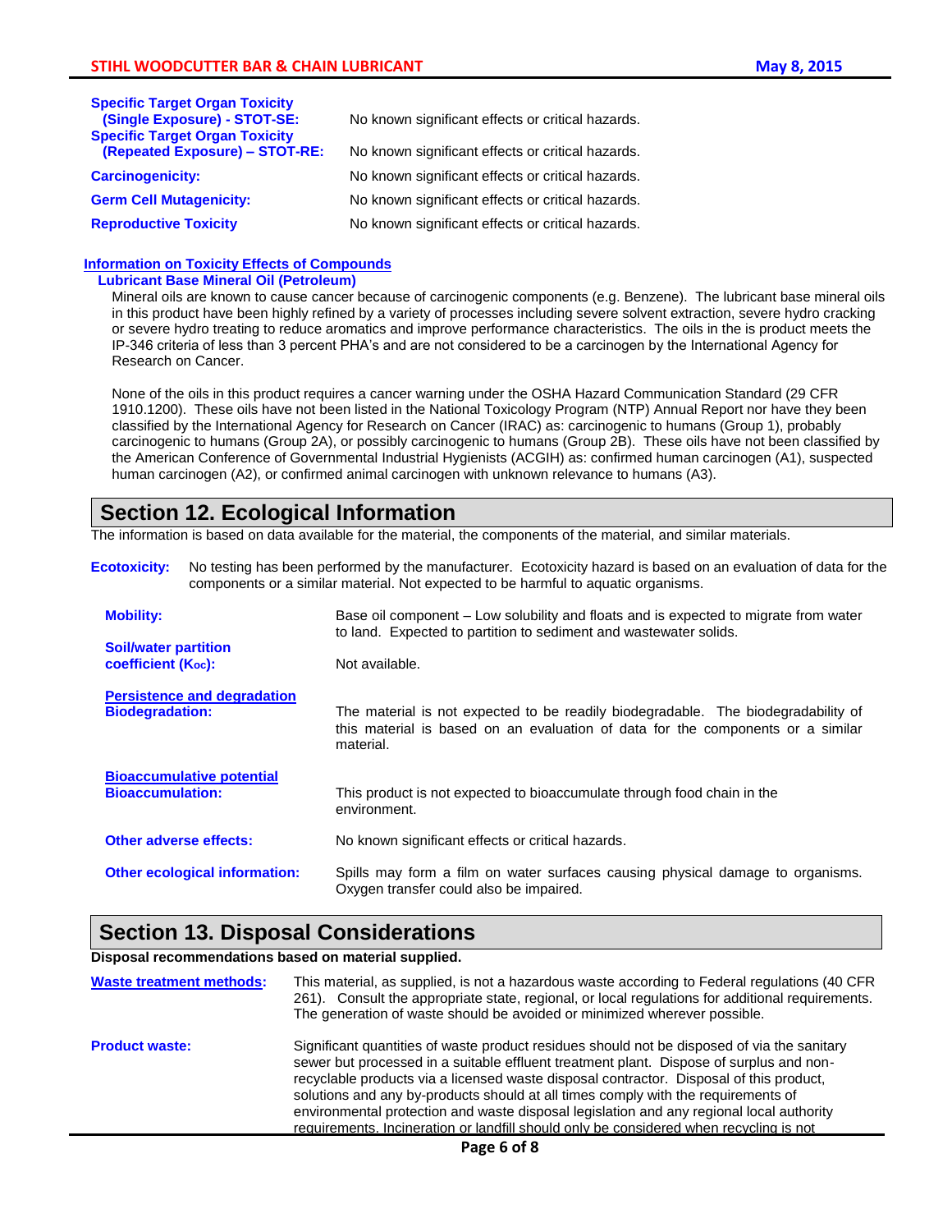**Specific Target Organ Toxicity (Single Exposure) - STOT-SE:** No known significant effects or critical hazards.

**Specific Target Organ Toxicity (Repeated Exposure) – STOT-RE:** No known significant effects or critical hazards.

**Carcinogenicity:** No known significant effects or critical hazards.

**Germ Cell Mutagenicity:** No known significant effects or critical hazards.

**Reproductive Toxicity** No known significant effects or critical hazards.

**Information on Toxicity Effects of Compounds**

**Lubricant Base Mineral Oil (Petroleum)**

Mineral oils are known to cause cancer because of carcinogenic components (e.g. Benzene). The lubricant base mineral oils in this product have been highly refined by a variety of processes including severe solvent extraction, severe hydro cracking or severe hydro treating to reduce aromatics and improve performance characteristics. The oils in the is product meets the IP-346 criteria of less than 3 percent PHA's and are not considered to be a carcinogen by the International Agency for Research on Cancer.

None of the oils in this product requires a cancer warning under the OSHA Hazard Communication Standard (29 CFR 1910.1200). These oils have not been listed in the National Toxicology Program (NTP) Annual Report nor have they been classified by the International Agency for Research on Cancer (IRAC) as: carcinogenic to humans (Group 1), probably carcinogenic to humans (Group 2A), or possibly carcinogenic to humans (Group 2B). These oils have not been classified by the American Conference of Governmental Industrial Hygienists (ACGIH) as: confirmed human carcinogen (A1), suspected human carcinogen (A2), or confirmed animal carcinogen with unknown relevance to humans (A3).

## Section 12. Ecological Information

The information is based on data available for the material, the components of the material, and similar materials.

**Ecotoxicity:** No testing has been performed by the manufacturer. Ecotoxicity hazard is based on an evaluation of data for the components or a similar material. Not expected to be harmful to aquatic organisms.

**Mobility:** Base oil component – Low solubility and floats and is expected to migrate from water to land. Expected to partition to sediment and wastewater solids.

**Soil/water partition coefficient ($K_{oc}$):** Not available.

**Persistence and degradation**

**Biodegradation:** The material is not expected to be readily biodegradable. The biodegradability of this material is based on an evaluation of data for the components or a similar material.

**Bioaccumulative potential**

**Bioaccumulation:** This product is not expected to bioaccumulate through food chain in the environment.

**Other adverse effects:** No known significant effects or critical hazards.

**Other ecological information:** Spills may form a film on water surfaces causing physical damage to organisms. Oxygen transfer could also be impaired.

## Section 13. Disposal Considerations

**Disposal recommendations based on material supplied.**

**Waste treatment methods:** This material, as supplied, is not a hazardous waste according to Federal regulations (40 CFR 261). Consult the appropriate state, regional, or local regulations for additional requirements. The generation of waste should be avoided or minimized wherever possible.

**Product waste:** Significant quantities of waste product residues should not be disposed of via the sanitary sewer but processed in a suitable effluent treatment plant. Dispose of surplus and non-recyclable products via a licensed waste disposal contractor. Disposal of this product, solutions and any by-products should at all times comply with the requirements of environmental protection and waste disposal legislation and any regional local authority requirements. Incineration or landfill should only be considered when recycling is not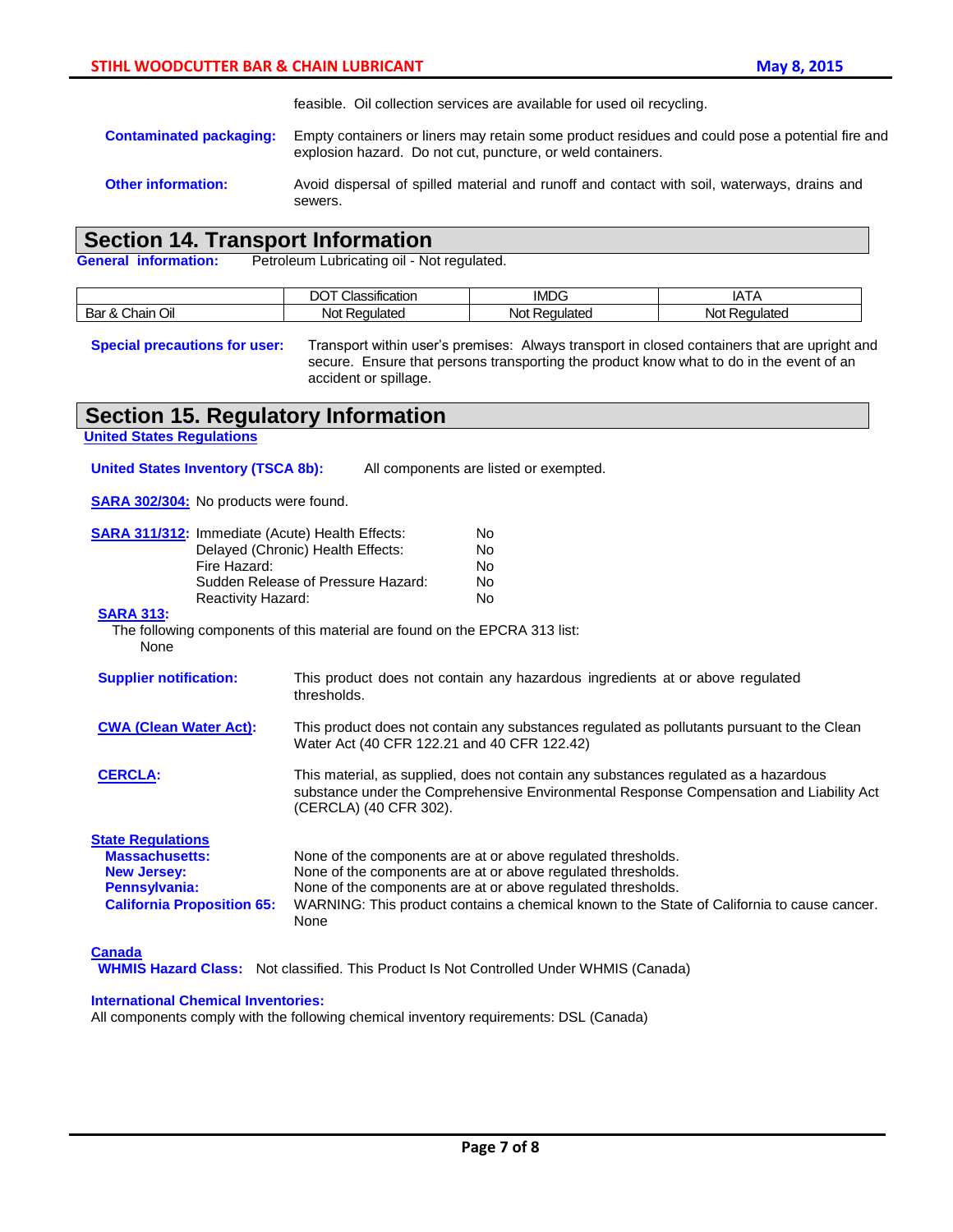feasible. Oil collection services are available for used oil recycling.

**Contaminated packaging:** Empty containers or liners may retain some product residues and could pose a potential fire and explosion hazard. Do not cut, puncture, or weld containers.

**Other information:** Avoid dispersal of spilled material and runoff and contact with soil, waterways, drains and sewers.

## Section 14. Transport Information

**General information:** Petroleum Lubricating oil - Not regulated.

| | DOT Classification | IMDG | IATA |
|---|---|---|---|
| Bar & Chain Oil | Not Regulated | Not Regulated | Not Regulated |

**Special precautions for user:** Transport within user's premises: Always transport in closed containers that are upright and secure. Ensure that persons transporting the product know what to do in the event of an accident or spillage.

## Section 15. Regulatory Information

**United States Regulations**

**United States Inventory (TSCA 8b):** All components are listed or exempted.

**SARA 302/304:** No products were found.

**SARA 311/312:**

| | |
|---|---|
| Immediate (Acute) Health Effects: | No |
| Delayed (Chronic) Health Effects: | No |
| Fire Hazard: | No |
| Sudden Release of Pressure Hazard: | No |
| Reactivity Hazard: | No |

**SARA 313:**

The following components of this material are found on the EPCRA 313 list:
None

**Supplier notification:** This product does not contain any hazardous ingredients at or above regulated thresholds.

**CWA (Clean Water Act):** This product does not contain any substances regulated as pollutants pursuant to the Clean Water Act (40 CFR 122.21 and 40 CFR 122.42)

**CERCLA:** This material, as supplied, does not contain any substances regulated as a hazardous substance under the Comprehensive Environmental Response Compensation and Liability Act (CERCLA) (40 CFR 302).

**State Regulations**

**Massachusetts:** None of the components are at or above regulated thresholds.
**New Jersey:** None of the components are at or above regulated thresholds.
**Pennsylvania:** None of the components are at or above regulated thresholds.
**California Proposition 65:** WARNING: This product contains a chemical known to the State of California to cause cancer.
None

**Canada**

**WHMIS Hazard Class:** Not classified. This Product Is Not Controlled Under WHMIS (Canada)

**International Chemical Inventories:**

All components comply with the following chemical inventory requirements: DSL (Canada)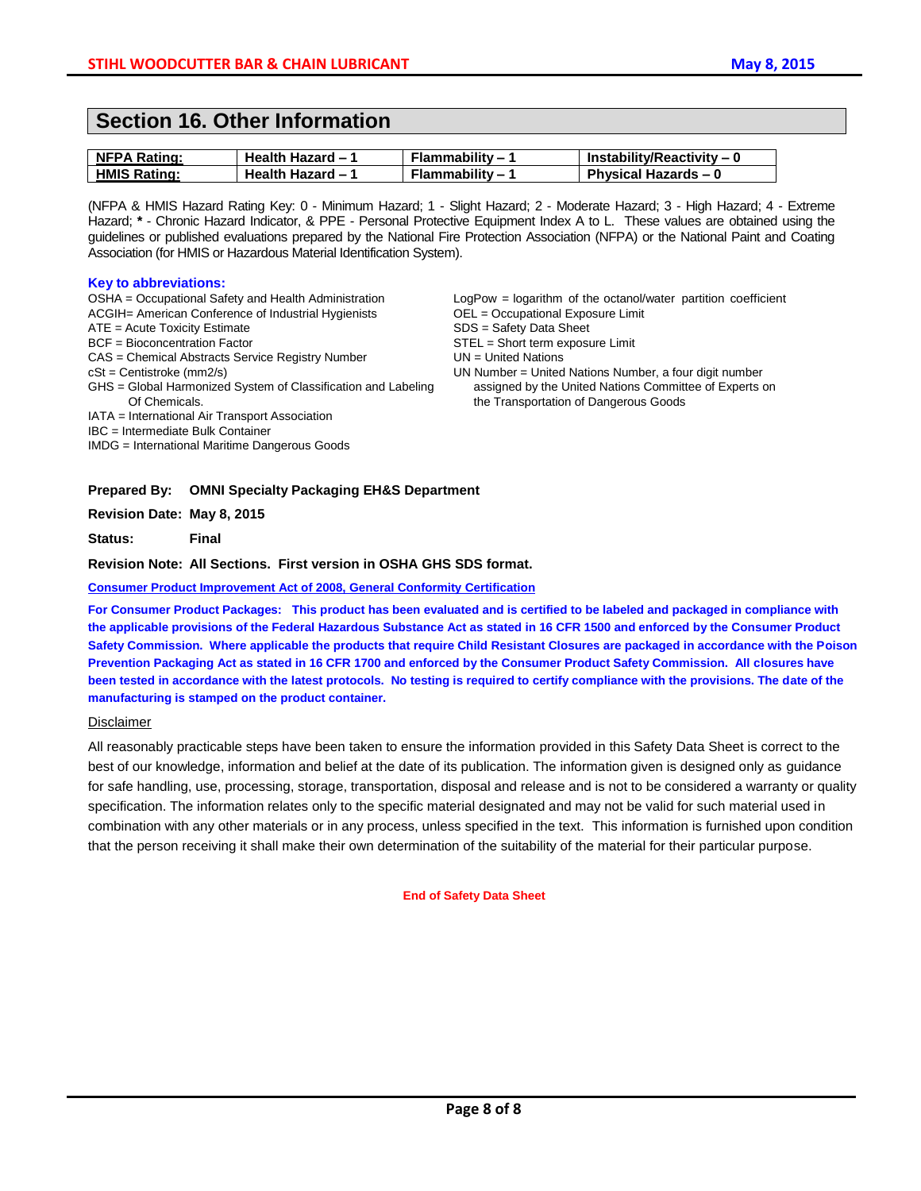## Section 16. Other Information

| | | | |
|---|---|---|---|
| **NFPA Rating:** | **Health Hazard – 1** | **Flammability – 1** | **Instability/Reactivity – 0** |
| **HMIS Rating:** | **Health Hazard – 1** | **Flammability – 1** | **Physical Hazards – 0** |

(NFPA & HMIS Hazard Rating Key: 0 - Minimum Hazard; 1 - Slight Hazard; 2 - Moderate Hazard; 3 - High Hazard; 4 - Extreme Hazard; **\*** - Chronic Hazard Indicator, & PPE - Personal Protective Equipment Index A to L. These values are obtained using the guidelines or published evaluations prepared by the National Fire Protection Association (NFPA) or the National Paint and Coating Association (for HMIS or Hazardous Material Identification System).

**Key to abbreviations:**

OSHA = Occupational Safety and Health Administration
ACGIH= American Conference of Industrial Hygienists
ATE = Acute Toxicity Estimate
BCF = Bioconcentration Factor
CAS = Chemical Abstracts Service Registry Number
cSt = Centistroke (mm2/s)
GHS = Global Harmonized System of Classification and Labeling Of Chemicals.
IATA = International Air Transport Association
IBC = Intermediate Bulk Container
IMDG = International Maritime Dangerous Goods
LogPow = logarithm of the octanol/water partition coefficient
OEL = Occupational Exposure Limit
SDS = Safety Data Sheet
STEL = Short term exposure Limit
UN = United Nations
UN Number = United Nations Number, a four digit number assigned by the United Nations Committee of Experts on the Transportation of Dangerous Goods

**Prepared By: OMNI Specialty Packaging EH&S Department**

**Revision Date: May 8, 2015**

**Status: Final**

**Revision Note: All Sections. First version in OSHA GHS SDS format.**

**Consumer Product Improvement Act of 2008, General Conformity Certification**

**For Consumer Product Packages: This product has been evaluated and is certified to be labeled and packaged in compliance with the applicable provisions of the Federal Hazardous Substance Act as stated in 16 CFR 1500 and enforced by the Consumer Product Safety Commission. Where applicable the products that require Child Resistant Closures are packaged in accordance with the Poison Prevention Packaging Act as stated in 16 CFR 1700 and enforced by the Consumer Product Safety Commission. All closures have been tested in accordance with the latest protocols. No testing is required to certify compliance with the provisions. The date of the manufacturing is stamped on the product container.**

Disclaimer

All reasonably practicable steps have been taken to ensure the information provided in this Safety Data Sheet is correct to the best of our knowledge, information and belief at the date of its publication. The information given is designed only as guidance for safe handling, use, processing, storage, transportation, disposal and release and is not to be considered a warranty or quality specification. The information relates only to the specific material designated and may not be valid for such material used in combination with any other materials or in any process, unless specified in the text. This information is furnished upon condition that the person receiving it shall make their own determination of the suitability of the material for their particular purpose.

**End of Safety Data Sheet**